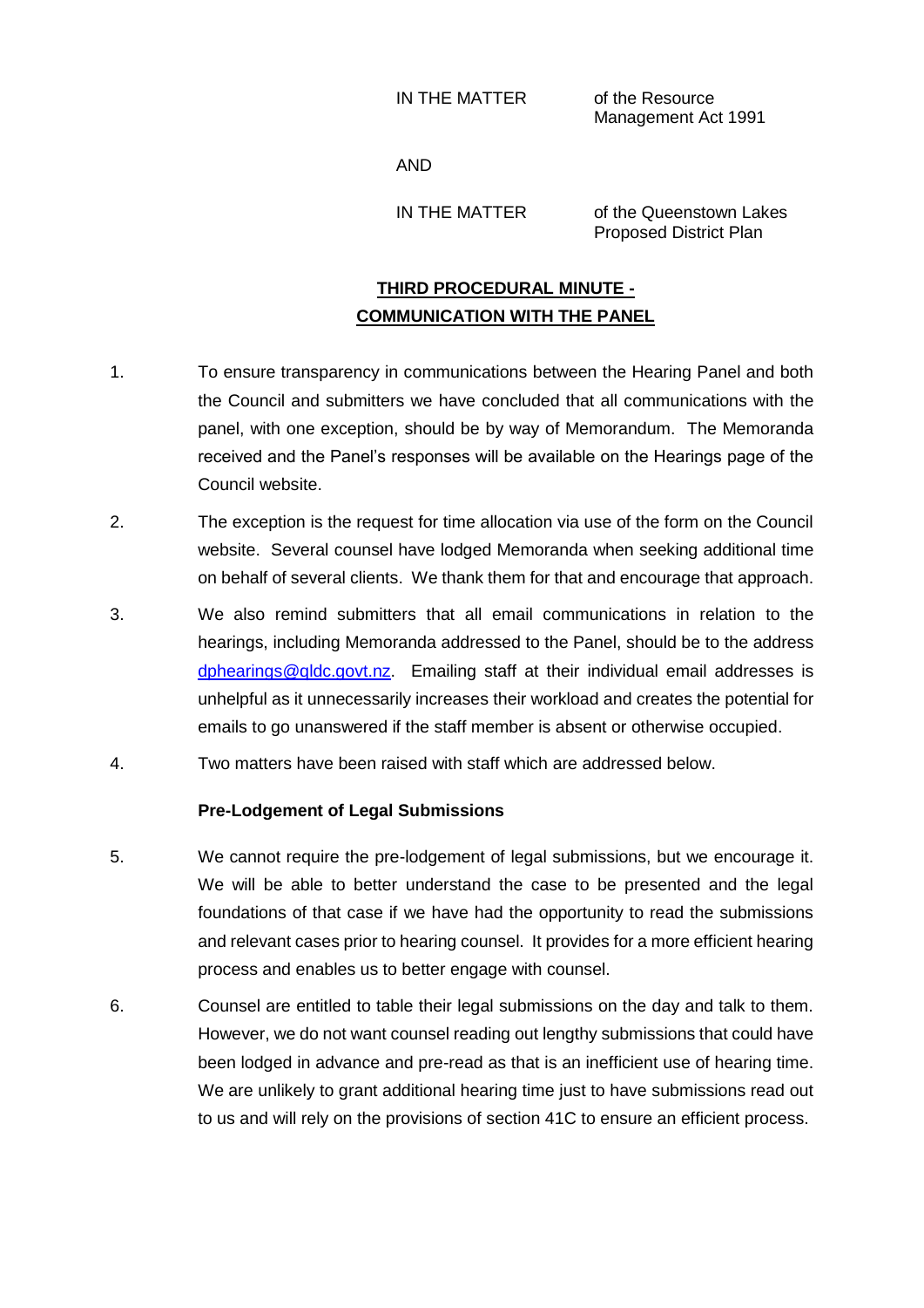IN THE MATTER of the Resource Management Act 1991

AND

IN THE MATTER of the Queenstown Lakes Proposed District Plan

## THIRD PROCEDURAL MINUTE - COMMUNICATION WITH THE PANEL

1. To ensure transparency in communications between the Hearing Panel and both the Council and submitters we have concluded that all communications with the panel, with one exception, should be by way of Memorandum. The Memoranda received and the Panel's responses will be available on the Hearings page of the Council website.

2. The exception is the request for time allocation via use of the form on the Council website. Several counsel have lodged Memoranda when seeking additional time on behalf of several clients. We thank them for that and encourage that approach.

3. We also remind submitters that all email communications in relation to the hearings, including Memoranda addressed to the Panel, should be to the address dphearings@qldc.govt.nz. Emailing staff at their individual email addresses is unhelpful as it unnecessarily increases their workload and creates the potential for emails to go unanswered if the staff member is absent or otherwise occupied.

4. Two matters have been raised with staff which are addressed below.

**Pre-Lodgement of Legal Submissions**

5. We cannot require the pre-lodgement of legal submissions, but we encourage it. We will be able to better understand the case to be presented and the legal foundations of that case if we have had the opportunity to read the submissions and relevant cases prior to hearing counsel. It provides for a more efficient hearing process and enables us to better engage with counsel.

6. Counsel are entitled to table their legal submissions on the day and talk to them. However, we do not want counsel reading out lengthy submissions that could have been lodged in advance and pre-read as that is an inefficient use of hearing time. We are unlikely to grant additional hearing time just to have submissions read out to us and will rely on the provisions of section 41C to ensure an efficient process.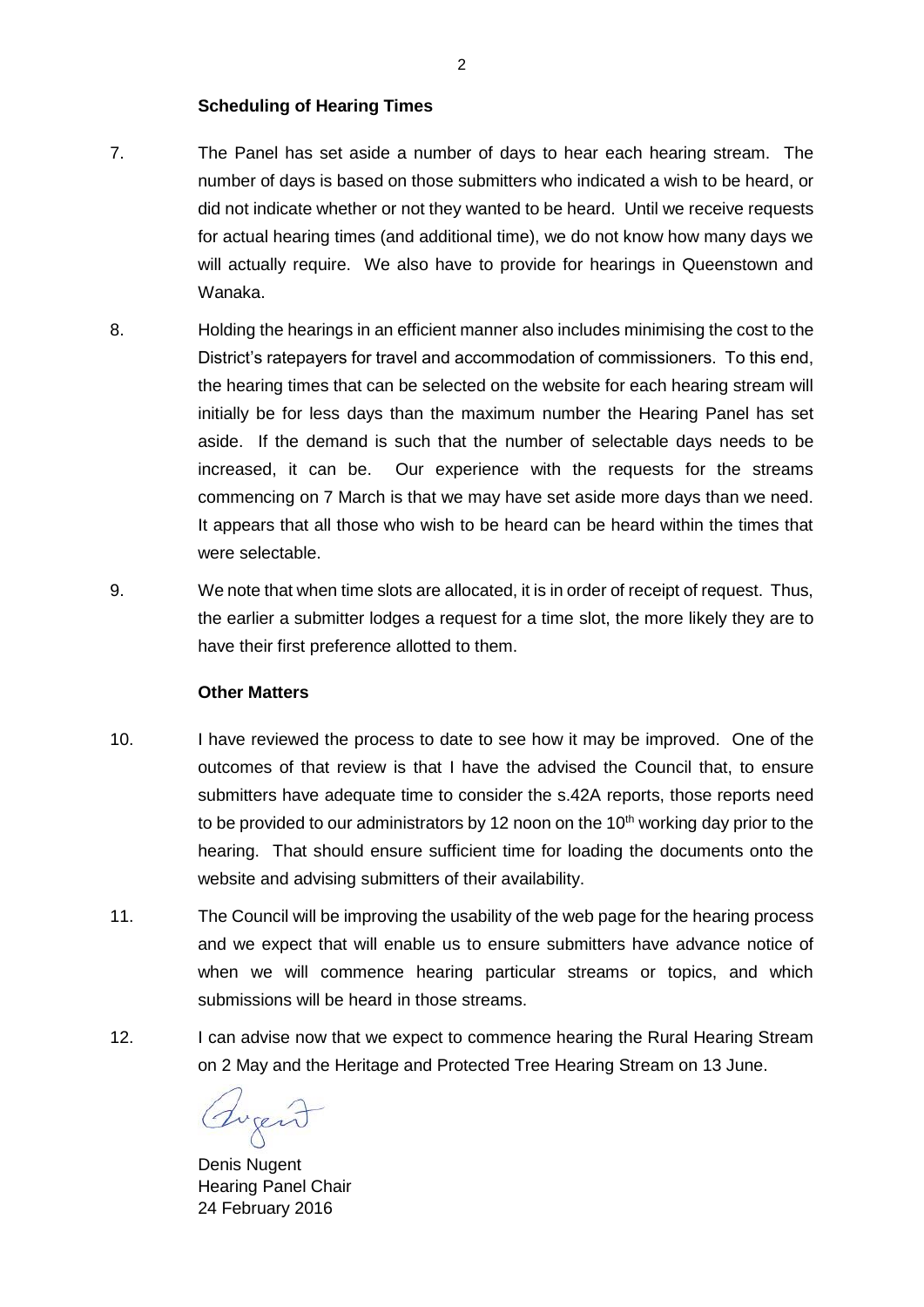### Scheduling of Hearing Times

7. The Panel has set aside a number of days to hear each hearing stream. The number of days is based on those submitters who indicated a wish to be heard, or did not indicate whether or not they wanted to be heard. Until we receive requests for actual hearing times (and additional time), we do not know how many days we will actually require. We also have to provide for hearings in Queenstown and Wanaka.

8. Holding the hearings in an efficient manner also includes minimising the cost to the District's ratepayers for travel and accommodation of commissioners. To this end, the hearing times that can be selected on the website for each hearing stream will initially be for less days than the maximum number the Hearing Panel has set aside. If the demand is such that the number of selectable days needs to be increased, it can be. Our experience with the requests for the streams commencing on 7 March is that we may have set aside more days than we need. It appears that all those who wish to be heard can be heard within the times that were selectable.

9. We note that when time slots are allocated, it is in order of receipt of request. Thus, the earlier a submitter lodges a request for a time slot, the more likely they are to have their first preference allotted to them.

### Other Matters

10. I have reviewed the process to date to see how it may be improved. One of the outcomes of that review is that I have the advised the Council that, to ensure submitters have adequate time to consider the s.42A reports, those reports need to be provided to our administrators by 12 noon on the 10th working day prior to the hearing. That should ensure sufficient time for loading the documents onto the website and advising submitters of their availability.

11. The Council will be improving the usability of the web page for the hearing process and we expect that will enable us to ensure submitters have advance notice of when we will commence hearing particular streams or topics, and which submissions will be heard in those streams.

12. I can advise now that we expect to commence hearing the Rural Hearing Stream on 2 May and the Heritage and Protected Tree Hearing Stream on 13 June.

Denis Nugent
Hearing Panel Chair
24 February 2016